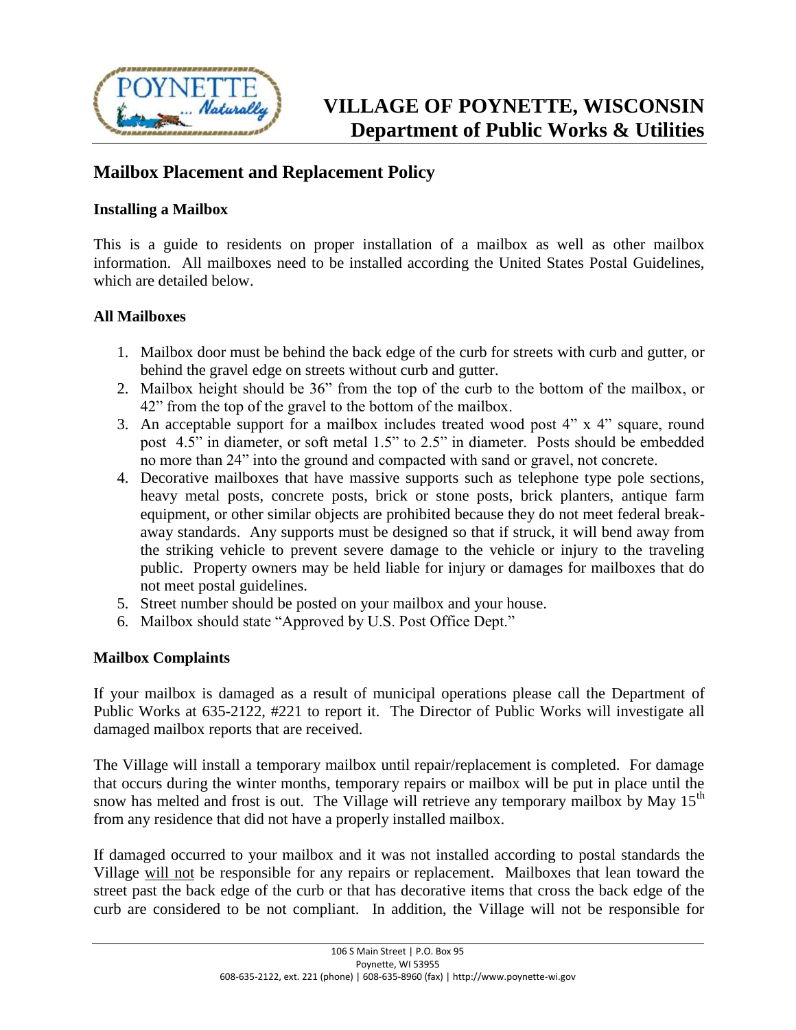# VILLAGE OF POYNETTE, WISCONSIN
## Department of Public Works & Utilities

## Mailbox Placement and Replacement Policy

### Installing a Mailbox

This is a guide to residents on proper installation of a mailbox as well as other mailbox information. All mailboxes need to be installed according the United States Postal Guidelines, which are detailed below.

### All Mailboxes

1. Mailbox door must be behind the back edge of the curb for streets with curb and gutter, or behind the gravel edge on streets without curb and gutter.
2. Mailbox height should be 36" from the top of the curb to the bottom of the mailbox, or 42" from the top of the gravel to the bottom of the mailbox.
3. An acceptable support for a mailbox includes treated wood post 4" x 4" square, round post 4.5" in diameter, or soft metal 1.5" to 2.5" in diameter. Posts should be embedded no more than 24" into the ground and compacted with sand or gravel, not concrete.
4. Decorative mailboxes that have massive supports such as telephone type pole sections, heavy metal posts, concrete posts, brick or stone posts, brick planters, antique farm equipment, or other similar objects are prohibited because they do not meet federal break-away standards. Any supports must be designed so that if struck, it will bend away from the striking vehicle to prevent severe damage to the vehicle or injury to the traveling public. Property owners may be held liable for injury or damages for mailboxes that do not meet postal guidelines.
5. Street number should be posted on your mailbox and your house.
6. Mailbox should state "Approved by U.S. Post Office Dept."

### Mailbox Complaints

If your mailbox is damaged as a result of municipal operations please call the Department of Public Works at 635-2122, #221 to report it. The Director of Public Works will investigate all damaged mailbox reports that are received.

The Village will install a temporary mailbox until repair/replacement is completed. For damage that occurs during the winter months, temporary repairs or mailbox will be put in place until the snow has melted and frost is out. The Village will retrieve any temporary mailbox by May 15th from any residence that did not have a properly installed mailbox.

If damaged occurred to your mailbox and it was not installed according to postal standards the Village <u>will not</u> be responsible for any repairs or replacement. Mailboxes that lean toward the street past the back edge of the curb or that has decorative items that cross the back edge of the curb are considered to be not compliant. In addition, the Village will not be responsible for

106 S Main Street | P.O. Box 95
Poynette, WI 53955
608-635-2122, ext. 221 (phone) | 608-635-8960 (fax) | http://www.poynette-wi.gov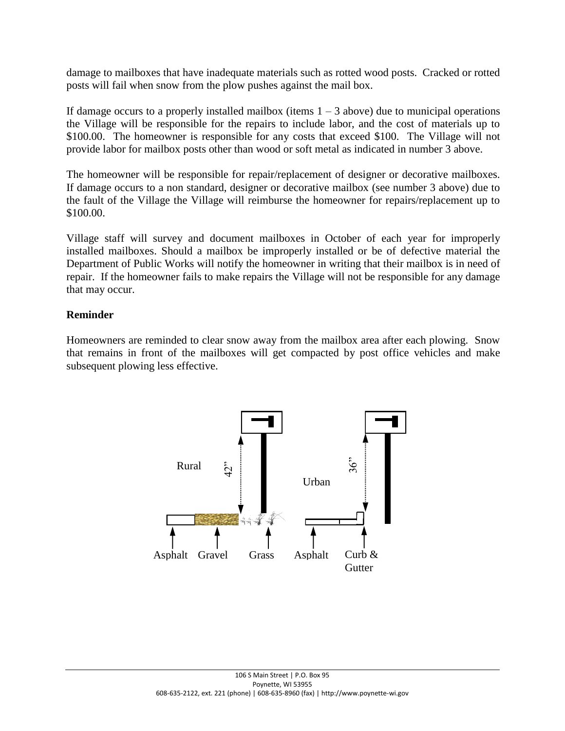damage to mailboxes that have inadequate materials such as rotted wood posts. Cracked or rotted posts will fail when snow from the plow pushes against the mail box.

If damage occurs to a properly installed mailbox (items 1 – 3 above) due to municipal operations the Village will be responsible for the repairs to include labor, and the cost of materials up to \$100.00. The homeowner is responsible for any costs that exceed \$100. The Village will not provide labor for mailbox posts other than wood or soft metal as indicated in number 3 above.

The homeowner will be responsible for repair/replacement of designer or decorative mailboxes. If damage occurs to a non standard, designer or decorative mailbox (see number 3 above) due to the fault of the Village the Village will reimburse the homeowner for repairs/replacement up to \$100.00.

Village staff will survey and document mailboxes in October of each year for improperly installed mailboxes. Should a mailbox be improperly installed or be of defective material the Department of Public Works will notify the homeowner in writing that their mailbox is in need of repair. If the homeowner fails to make repairs the Village will not be responsible for any damage that may occur.

**Reminder**

Homeowners are reminded to clear snow away from the mailbox area after each plowing. Snow that remains in front of the mailboxes will get compacted by post office vehicles and make subsequent plowing less effective.

Rural
42"
Asphalt
Gravel
Grass

Urban
36"
Asphalt
Curb & Gutter